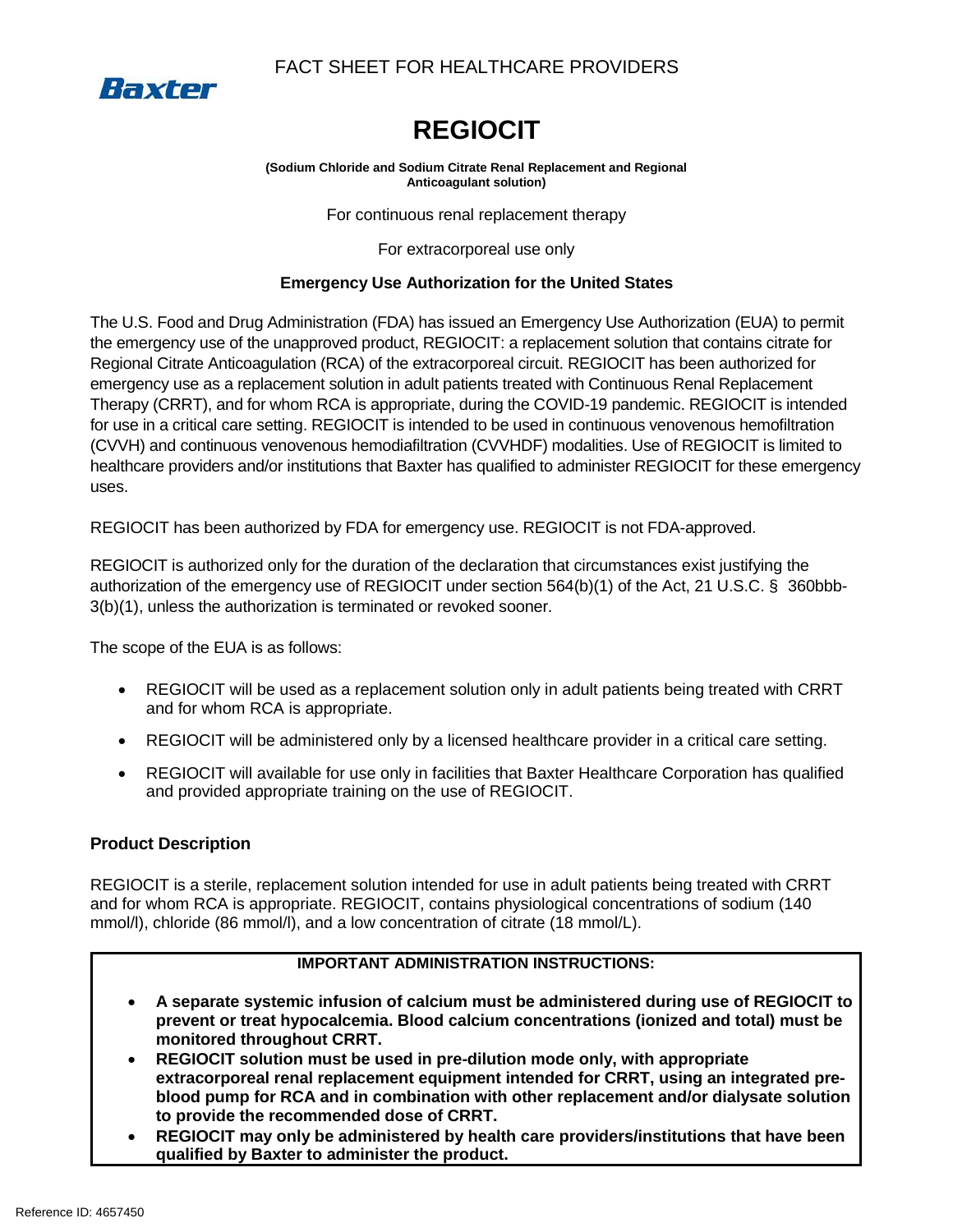FACT SHEET FOR HEALTHCARE PROVIDERS

Baxter

# REGIOCIT

**(Sodium Chloride and Sodium Citrate Renal Replacement and Regional Anticoagulant solution)**

For continuous renal replacement therapy

For extracorporeal use only

**Emergency Use Authorization for the United States**

The U.S. Food and Drug Administration (FDA) has issued an Emergency Use Authorization (EUA) to permit the emergency use of the unapproved product, REGIOCIT: a replacement solution that contains citrate for Regional Citrate Anticoagulation (RCA) of the extracorporeal circuit. REGIOCIT has been authorized for emergency use as a replacement solution in adult patients treated with Continuous Renal Replacement Therapy (CRRT), and for whom RCA is appropriate, during the COVID-19 pandemic. REGIOCIT is intended for use in a critical care setting. REGIOCIT is intended to be used in continuous venovenous hemofiltration (CVVH) and continuous venovenous hemodiafiltration (CVVHDF) modalities. Use of REGIOCIT is limited to healthcare providers and/or institutions that Baxter has qualified to administer REGIOCIT for these emergency uses.

REGIOCIT has been authorized by FDA for emergency use. REGIOCIT is not FDA-approved.

REGIOCIT is authorized only for the duration of the declaration that circumstances exist justifying the authorization of the emergency use of REGIOCIT under section 564(b)(1) of the Act, 21 U.S.C. § 360bbb-3(b)(1), unless the authorization is terminated or revoked sooner.

The scope of the EUA is as follows:

- REGIOCIT will be used as a replacement solution only in adult patients being treated with CRRT and for whom RCA is appropriate.
- REGIOCIT will be administered only by a licensed healthcare provider in a critical care setting.
- REGIOCIT will available for use only in facilities that Baxter Healthcare Corporation has qualified and provided appropriate training on the use of REGIOCIT.

## Product Description

REGIOCIT is a sterile, replacement solution intended for use in adult patients being treated with CRRT and for whom RCA is appropriate. REGIOCIT, contains physiological concentrations of sodium (140 mmol/l), chloride (86 mmol/l), and a low concentration of citrate (18 mmol/L).

**IMPORTANT ADMINISTRATION INSTRUCTIONS:**

- **A separate systemic infusion of calcium must be administered during use of REGIOCIT to prevent or treat hypocalcemia. Blood calcium concentrations (ionized and total) must be monitored throughout CRRT.**
- **REGIOCIT solution must be used in pre-dilution mode only, with appropriate extracorporeal renal replacement equipment intended for CRRT, using an integrated pre-blood pump for RCA and in combination with other replacement and/or dialysate solution to provide the recommended dose of CRRT.**
- **REGIOCIT may only be administered by health care providers/institutions that have been qualified by Baxter to administer the product.**

Reference ID: 4657450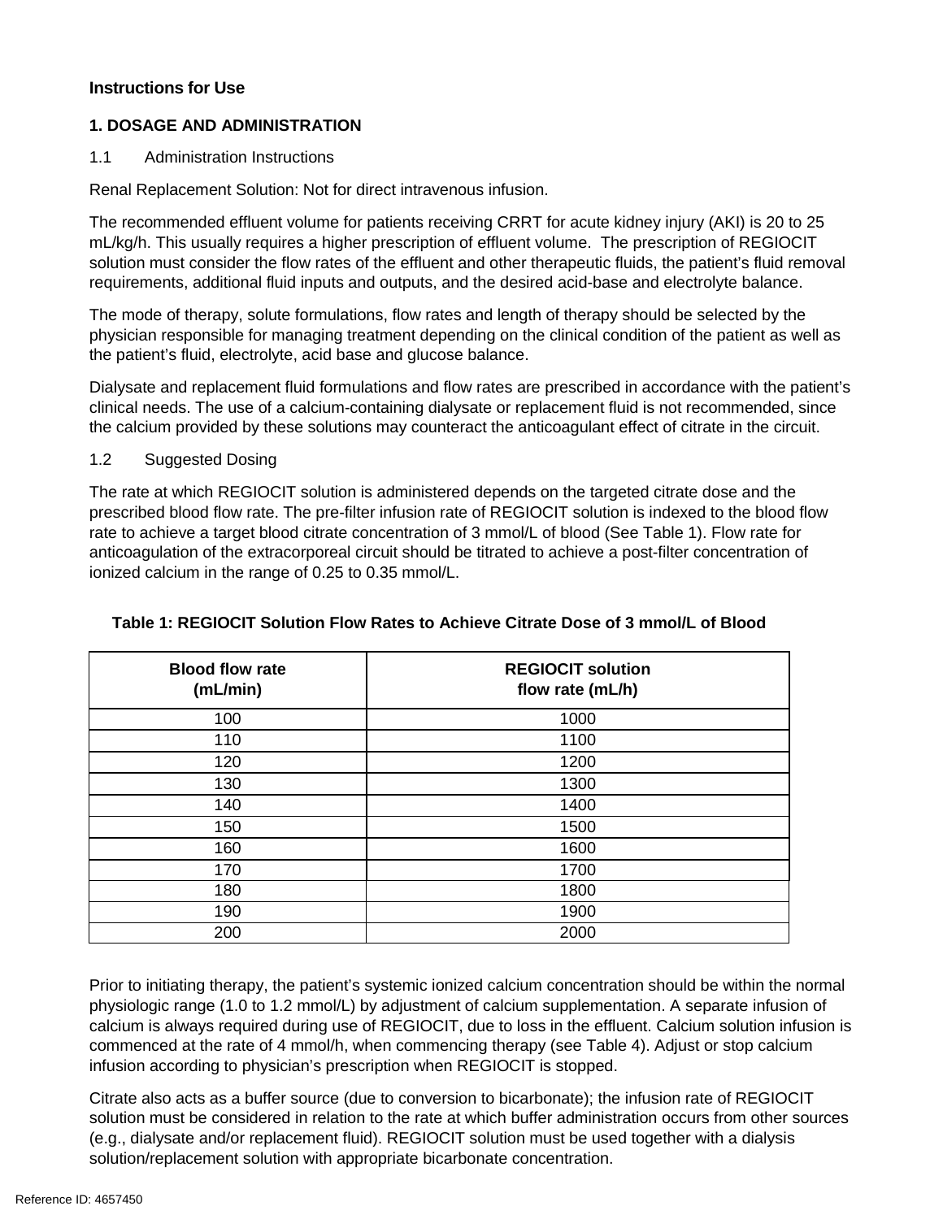**Instructions for Use**

## 1. DOSAGE AND ADMINISTRATION

### 1.1 Administration Instructions

Renal Replacement Solution: Not for direct intravenous infusion.

The recommended effluent volume for patients receiving CRRT for acute kidney injury (AKI) is 20 to 25 mL/kg/h. This usually requires a higher prescription of effluent volume. The prescription of REGIOCIT solution must consider the flow rates of the effluent and other therapeutic fluids, the patient's fluid removal requirements, additional fluid inputs and outputs, and the desired acid-base and electrolyte balance.

The mode of therapy, solute formulations, flow rates and length of therapy should be selected by the physician responsible for managing treatment depending on the clinical condition of the patient as well as the patient's fluid, electrolyte, acid base and glucose balance.

Dialysate and replacement fluid formulations and flow rates are prescribed in accordance with the patient's clinical needs. The use of a calcium-containing dialysate or replacement fluid is not recommended, since the calcium provided by these solutions may counteract the anticoagulant effect of citrate in the circuit.

### 1.2 Suggested Dosing

The rate at which REGIOCIT solution is administered depends on the targeted citrate dose and the prescribed blood flow rate. The pre-filter infusion rate of REGIOCIT solution is indexed to the blood flow rate to achieve a target blood citrate concentration of 3 mmol/L of blood (See Table 1). Flow rate for anticoagulation of the extracorporeal circuit should be titrated to achieve a post-filter concentration of ionized calcium in the range of 0.25 to 0.35 mmol/L.

**Table 1: REGIOCIT Solution Flow Rates to Achieve Citrate Dose of 3 mmol/L of Blood**

| Blood flow rate (mL/min) | REGIOCIT solution flow rate (mL/h) |
|---|---|
| 100 | 1000 |
| 110 | 1100 |
| 120 | 1200 |
| 130 | 1300 |
| 140 | 1400 |
| 150 | 1500 |
| 160 | 1600 |
| 170 | 1700 |
| 180 | 1800 |
| 190 | 1900 |
| 200 | 2000 |

Prior to initiating therapy, the patient's systemic ionized calcium concentration should be within the normal physiologic range (1.0 to 1.2 mmol/L) by adjustment of calcium supplementation. A separate infusion of calcium is always required during use of REGIOCIT, due to loss in the effluent. Calcium solution infusion is commenced at the rate of 4 mmol/h, when commencing therapy (see Table 4). Adjust or stop calcium infusion according to physician's prescription when REGIOCIT is stopped.

Citrate also acts as a buffer source (due to conversion to bicarbonate); the infusion rate of REGIOCIT solution must be considered in relation to the rate at which buffer administration occurs from other sources (e.g., dialysate and/or replacement fluid). REGIOCIT solution must be used together with a dialysis solution/replacement solution with appropriate bicarbonate concentration.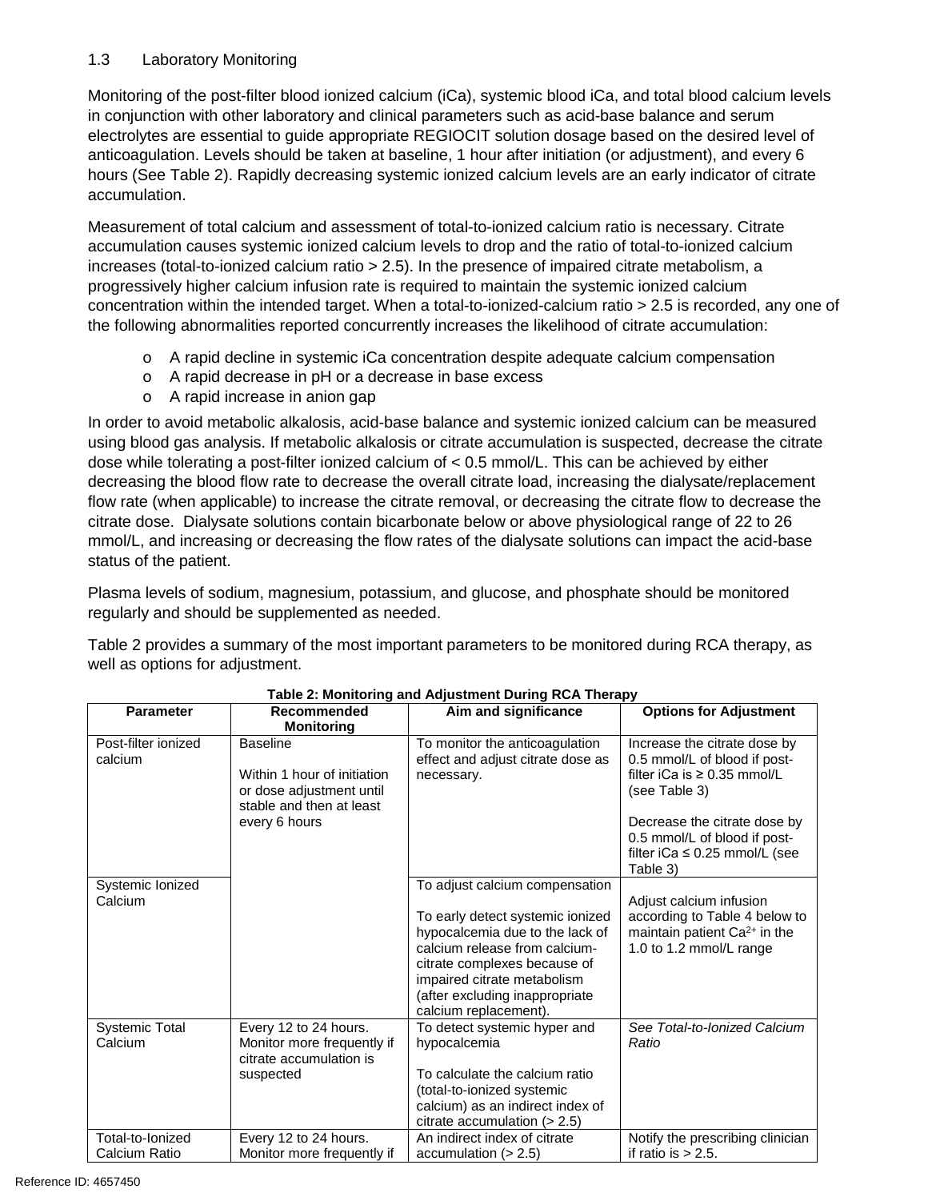### 1.3 Laboratory Monitoring

Monitoring of the post-filter blood ionized calcium (iCa), systemic blood iCa, and total blood calcium levels in conjunction with other laboratory and clinical parameters such as acid-base balance and serum electrolytes are essential to guide appropriate REGIOCIT solution dosage based on the desired level of anticoagulation. Levels should be taken at baseline, 1 hour after initiation (or adjustment), and every 6 hours (See Table 2). Rapidly decreasing systemic ionized calcium levels are an early indicator of citrate accumulation.

Measurement of total calcium and assessment of total-to-ionized calcium ratio is necessary. Citrate accumulation causes systemic ionized calcium levels to drop and the ratio of total-to-ionized calcium increases (total-to-ionized calcium ratio > 2.5). In the presence of impaired citrate metabolism, a progressively higher calcium infusion rate is required to maintain the systemic ionized calcium concentration within the intended target. When a total-to-ionized-calcium ratio > 2.5 is recorded, any one of the following abnormalities reported concurrently increases the likelihood of citrate accumulation:

- A rapid decline in systemic iCa concentration despite adequate calcium compensation
- A rapid decrease in pH or a decrease in base excess
- A rapid increase in anion gap

In order to avoid metabolic alkalosis, acid-base balance and systemic ionized calcium can be measured using blood gas analysis. If metabolic alkalosis or citrate accumulation is suspected, decrease the citrate dose while tolerating a post-filter ionized calcium of < 0.5 mmol/L. This can be achieved by either decreasing the blood flow rate to decrease the overall citrate load, increasing the dialysate/replacement flow rate (when applicable) to increase the citrate removal, or decreasing the citrate flow to decrease the citrate dose. Dialysate solutions contain bicarbonate below or above physiological range of 22 to 26 mmol/L, and increasing or decreasing the flow rates of the dialysate solutions can impact the acid-base status of the patient.

Plasma levels of sodium, magnesium, potassium, and glucose, and phosphate should be monitored regularly and should be supplemented as needed.

Table 2 provides a summary of the most important parameters to be monitored during RCA therapy, as well as options for adjustment.

**Table 2: Monitoring and Adjustment During RCA Therapy**

| Parameter | Recommended Monitoring | Aim and significance | Options for Adjustment |
|---|---|---|---|
| Post-filter ionized calcium | Baseline<br><br>Within 1 hour of initiation or dose adjustment until stable and then at least every 6 hours | To monitor the anticoagulation effect and adjust citrate dose as necessary. | Increase the citrate dose by 0.5 mmol/L of blood if post-filter iCa is ≥ 0.35 mmol/L (see Table 3)<br><br>Decrease the citrate dose by 0.5 mmol/L of blood if post-filter iCa ≤ 0.25 mmol/L (see Table 3) |
| Systemic Ionized Calcium | | To adjust calcium compensation<br><br>To early detect systemic ionized hypocalcemia due to the lack of calcium release from calcium-citrate complexes because of impaired citrate metabolism (after excluding inappropriate calcium replacement). | Adjust calcium infusion according to Table 4 below to maintain patient $Ca^{2+}$ in the 1.0 to 1.2 mmol/L range |
| Systemic Total Calcium | Every 12 to 24 hours. Monitor more frequently if citrate accumulation is suspected | To detect systemic hyper and hypocalcemia<br><br>To calculate the calcium ratio (total-to-ionized systemic calcium) as an indirect index of citrate accumulation (> 2.5) | *See Total-to-Ionized Calcium Ratio* |
| Total-to-Ionized Calcium Ratio | Every 12 to 24 hours. Monitor more frequently if | An indirect index of citrate accumulation (> 2.5) | Notify the prescribing clinician if ratio is > 2.5. |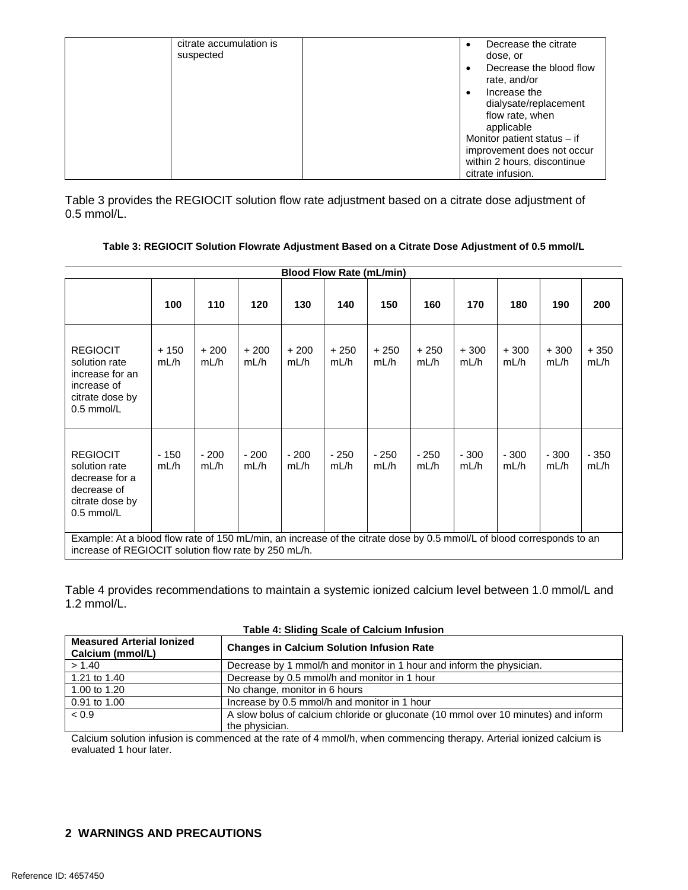| | citrate accumulation is suspected | | • Decrease the citrate dose, or<br>• Decrease the blood flow rate, and/or<br>• Increase the dialysate/replacement flow rate, when applicable<br>Monitor patient status – if improvement does not occur within 2 hours, discontinue citrate infusion. |
|---|---|---|---|

Table 3 provides the REGIOCIT solution flow rate adjustment based on a citrate dose adjustment of 0.5 mmol/L.

**Table 3: REGIOCIT Solution Flowrate Adjustment Based on a Citrate Dose Adjustment of 0.5 mmol/L**

| | Blood Flow Rate (mL/min) | | | | | | | | | | |
|---|---|---|---|---|---|---|---|---|---|---|---|
| | **100** | **110** | **120** | **130** | **140** | **150** | **160** | **170** | **180** | **190** | **200** |
| REGIOCIT solution rate increase for an increase of citrate dose by 0.5 mmol/L | + 150 mL/h | + 200 mL/h | + 200 mL/h | + 200 mL/h | + 250 mL/h | + 250 mL/h | + 250 mL/h | + 300 mL/h | + 300 mL/h | + 300 mL/h | + 350 mL/h |
| REGIOCIT solution rate decrease for a decrease of citrate dose by 0.5 mmol/L | - 150 mL/h | - 200 mL/h | - 200 mL/h | - 200 mL/h | - 250 mL/h | - 250 mL/h | - 250 mL/h | - 300 mL/h | - 300 mL/h | - 300 mL/h | - 350 mL/h |
| Example: At a blood flow rate of 150 mL/min, an increase of the citrate dose by 0.5 mmol/L of blood corresponds to an increase of REGIOCIT solution flow rate by 250 mL/h. | | | | | | | | | | | |

Table 4 provides recommendations to maintain a systemic ionized calcium level between 1.0 mmol/L and 1.2 mmol/L.

**Table 4: Sliding Scale of Calcium Infusion**

| Measured Arterial Ionized Calcium (mmol/L) | Changes in Calcium Solution Infusion Rate |
|---|---|
| > 1.40 | Decrease by 1 mmol/h and monitor in 1 hour and inform the physician. |
| 1.21 to 1.40 | Decrease by 0.5 mmol/h and monitor in 1 hour |
| 1.00 to 1.20 | No change, monitor in 6 hours |
| 0.91 to 1.00 | Increase by 0.5 mmol/h and monitor in 1 hour |
| < 0.9 | A slow bolus of calcium chloride or gluconate (10 mmol over 10 minutes) and inform the physician. |

Calcium solution infusion is commenced at the rate of 4 mmol/h, when commencing therapy. Arterial ionized calcium is evaluated 1 hour later.

## 2 WARNINGS AND PRECAUTIONS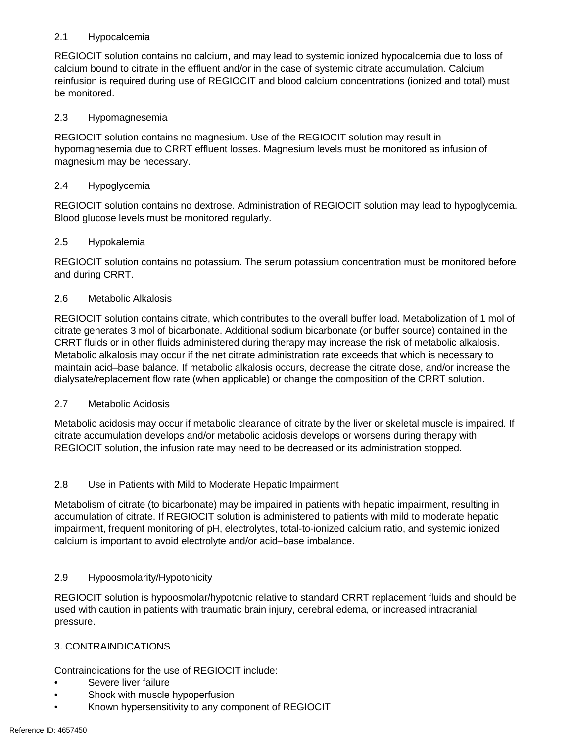### 2.1 Hypocalcemia

REGIOCIT solution contains no calcium, and may lead to systemic ionized hypocalcemia due to loss of calcium bound to citrate in the effluent and/or in the case of systemic citrate accumulation. Calcium reinfusion is required during use of REGIOCIT and blood calcium concentrations (ionized and total) must be monitored.

### 2.3 Hypomagnesemia

REGIOCIT solution contains no magnesium. Use of the REGIOCIT solution may result in hypomagnesemia due to CRRT effluent losses. Magnesium levels must be monitored as infusion of magnesium may be necessary.

### 2.4 Hypoglycemia

REGIOCIT solution contains no dextrose. Administration of REGIOCIT solution may lead to hypoglycemia. Blood glucose levels must be monitored regularly.

### 2.5 Hypokalemia

REGIOCIT solution contains no potassium. The serum potassium concentration must be monitored before and during CRRT.

### 2.6 Metabolic Alkalosis

REGIOCIT solution contains citrate, which contributes to the overall buffer load. Metabolization of 1 mol of citrate generates 3 mol of bicarbonate. Additional sodium bicarbonate (or buffer source) contained in the CRRT fluids or in other fluids administered during therapy may increase the risk of metabolic alkalosis. Metabolic alkalosis may occur if the net citrate administration rate exceeds that which is necessary to maintain acid–base balance. If metabolic alkalosis occurs, decrease the citrate dose, and/or increase the dialysate/replacement flow rate (when applicable) or change the composition of the CRRT solution.

### 2.7 Metabolic Acidosis

Metabolic acidosis may occur if metabolic clearance of citrate by the liver or skeletal muscle is impaired. If citrate accumulation develops and/or metabolic acidosis develops or worsens during therapy with REGIOCIT solution, the infusion rate may need to be decreased or its administration stopped.

### 2.8 Use in Patients with Mild to Moderate Hepatic Impairment

Metabolism of citrate (to bicarbonate) may be impaired in patients with hepatic impairment, resulting in accumulation of citrate. If REGIOCIT solution is administered to patients with mild to moderate hepatic impairment, frequent monitoring of pH, electrolytes, total-to-ionized calcium ratio, and systemic ionized calcium is important to avoid electrolyte and/or acid–base imbalance.

### 2.9 Hypoosmolarity/Hypotonicity

REGIOCIT solution is hypoosmolar/hypotonic relative to standard CRRT replacement fluids and should be used with caution in patients with traumatic brain injury, cerebral edema, or increased intracranial pressure.

## 3. CONTRAINDICATIONS

Contraindications for the use of REGIOCIT include:

- Severe liver failure
- Shock with muscle hypoperfusion
- Known hypersensitivity to any component of REGIOCIT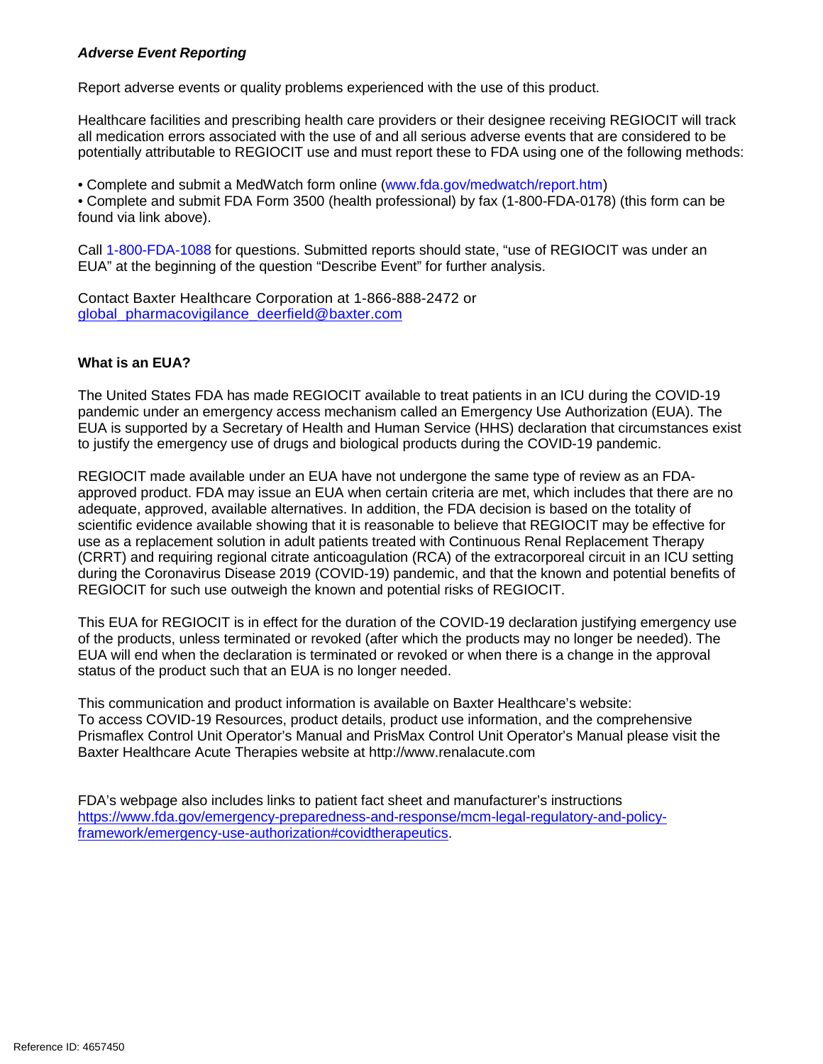***Adverse Event Reporting***

Report adverse events or quality problems experienced with the use of this product.

Healthcare facilities and prescribing health care providers or their designee receiving REGIOCIT will track all medication errors associated with the use of and all serious adverse events that are considered to be potentially attributable to REGIOCIT use and must report these to FDA using one of the following methods:

• Complete and submit a MedWatch form online (www.fda.gov/medwatch/report.htm)
• Complete and submit FDA Form 3500 (health professional) by fax (1-800-FDA-0178) (this form can be found via link above).

Call 1-800-FDA-1088 for questions. Submitted reports should state, "use of REGIOCIT was under an EUA" at the beginning of the question "Describe Event" for further analysis.

Contact Baxter Healthcare Corporation at 1-866-888-2472 or
global_pharmacovigilance_deerfield@baxter.com

**What is an EUA?**

The United States FDA has made REGIOCIT available to treat patients in an ICU during the COVID-19 pandemic under an emergency access mechanism called an Emergency Use Authorization (EUA). The EUA is supported by a Secretary of Health and Human Service (HHS) declaration that circumstances exist to justify the emergency use of drugs and biological products during the COVID-19 pandemic.

REGIOCIT made available under an EUA have not undergone the same type of review as an FDA-approved product. FDA may issue an EUA when certain criteria are met, which includes that there are no adequate, approved, available alternatives. In addition, the FDA decision is based on the totality of scientific evidence available showing that it is reasonable to believe that REGIOCIT may be effective for use as a replacement solution in adult patients treated with Continuous Renal Replacement Therapy (CRRT) and requiring regional citrate anticoagulation (RCA) of the extracorporeal circuit in an ICU setting during the Coronavirus Disease 2019 (COVID-19) pandemic, and that the known and potential benefits of REGIOCIT for such use outweigh the known and potential risks of REGIOCIT.

This EUA for REGIOCIT is in effect for the duration of the COVID-19 declaration justifying emergency use of the products, unless terminated or revoked (after which the products may no longer be needed). The EUA will end when the declaration is terminated or revoked or when there is a change in the approval status of the product such that an EUA is no longer needed.

This communication and product information is available on Baxter Healthcare's website:
To access COVID-19 Resources, product details, product use information, and the comprehensive Prismaflex Control Unit Operator's Manual and PrisMax Control Unit Operator's Manual please visit the Baxter Healthcare Acute Therapies website at http://www.renalacute.com

FDA's webpage also includes links to patient fact sheet and manufacturer's instructions https://www.fda.gov/emergency-preparedness-and-response/mcm-legal-regulatory-and-policy-framework/emergency-use-authorization#covidtherapeutics.